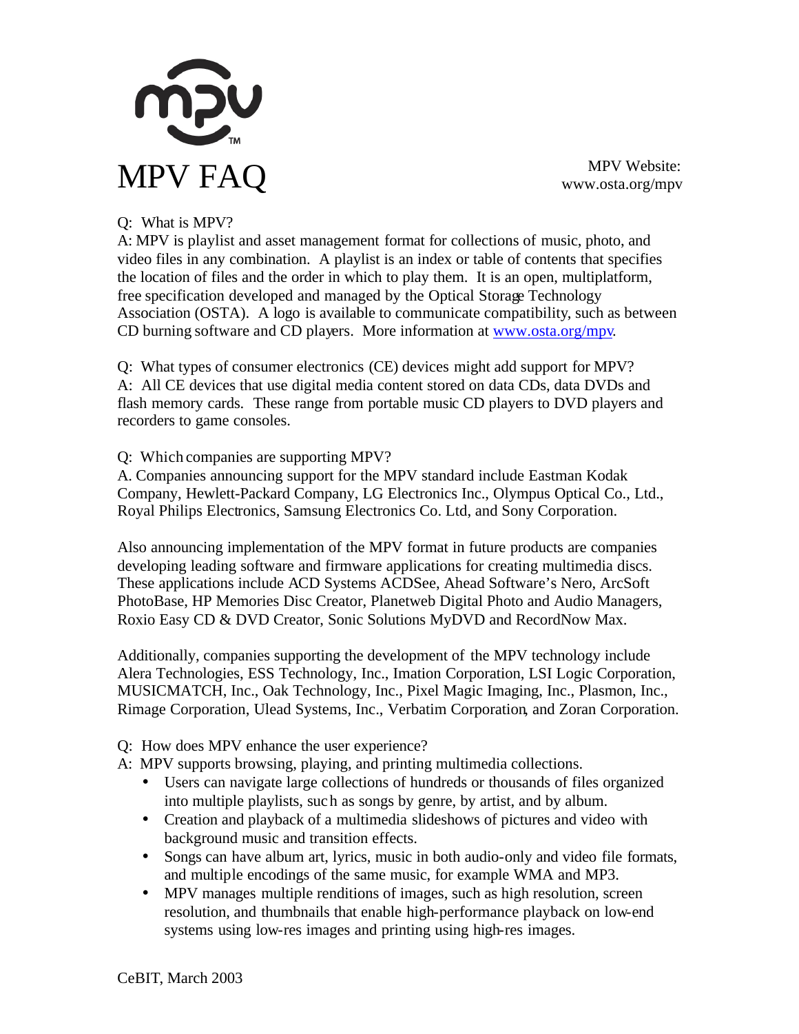# MPV FAQ

MPV Website:
www.osta.org/mpv

Q: What is MPV?

A: MPV is playlist and asset management format for collections of music, photo, and video files in any combination. A playlist is an index or table of contents that specifies the location of files and the order in which to play them. It is an open, multiplatform, free specification developed and managed by the Optical Storage Technology Association (OSTA). A logo is available to communicate compatibility, such as between CD burning software and CD players. More information at www.osta.org/mpv.

Q: What types of consumer electronics (CE) devices might add support for MPV?

A: All CE devices that use digital media content stored on data CDs, data DVDs and flash memory cards. These range from portable music CD players to DVD players and recorders to game consoles.

Q: Which companies are supporting MPV?

A. Companies announcing support for the MPV standard include Eastman Kodak Company, Hewlett-Packard Company, LG Electronics Inc., Olympus Optical Co., Ltd., Royal Philips Electronics, Samsung Electronics Co. Ltd, and Sony Corporation.

Also announcing implementation of the MPV format in future products are companies developing leading software and firmware applications for creating multimedia discs. These applications include ACD Systems ACDSee, Ahead Software's Nero, ArcSoft PhotoBase, HP Memories Disc Creator, Planetweb Digital Photo and Audio Managers, Roxio Easy CD & DVD Creator, Sonic Solutions MyDVD and RecordNow Max.

Additionally, companies supporting the development of the MPV technology include Alera Technologies, ESS Technology, Inc., Imation Corporation, LSI Logic Corporation, MUSICMATCH, Inc., Oak Technology, Inc., Pixel Magic Imaging, Inc., Plasmon, Inc., Rimage Corporation, Ulead Systems, Inc., Verbatim Corporation, and Zoran Corporation.

Q: How does MPV enhance the user experience?

A: MPV supports browsing, playing, and printing multimedia collections.

- Users can navigate large collections of hundreds or thousands of files organized into multiple playlists, such as songs by genre, by artist, and by album.
- Creation and playback of a multimedia slideshows of pictures and video with background music and transition effects.
- Songs can have album art, lyrics, music in both audio-only and video file formats, and multiple encodings of the same music, for example WMA and MP3.
- MPV manages multiple renditions of images, such as high resolution, screen resolution, and thumbnails that enable high-performance playback on low-end systems using low-res images and printing using high-res images.

CeBIT, March 2003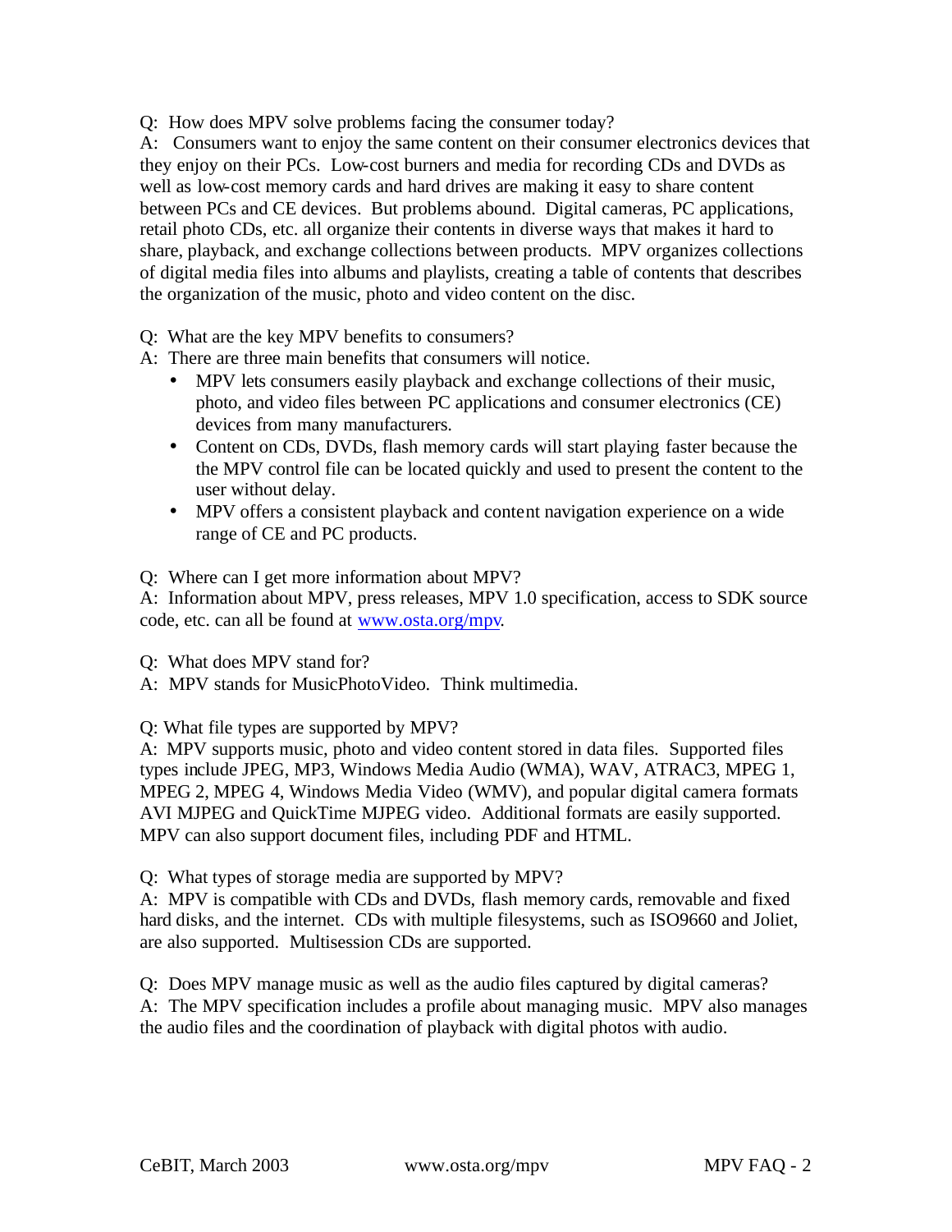Q: How does MPV solve problems facing the consumer today?
A: Consumers want to enjoy the same content on their consumer electronics devices that they enjoy on their PCs. Low-cost burners and media for recording CDs and DVDs as well as low-cost memory cards and hard drives are making it easy to share content between PCs and CE devices. But problems abound. Digital cameras, PC applications, retail photo CDs, etc. all organize their contents in diverse ways that makes it hard to share, playback, and exchange collections between products. MPV organizes collections of digital media files into albums and playlists, creating a table of contents that describes the organization of the music, photo and video content on the disc.

Q: What are the key MPV benefits to consumers?
A: There are three main benefits that consumers will notice.

- MPV lets consumers easily playback and exchange collections of their music, photo, and video files between PC applications and consumer electronics (CE) devices from many manufacturers.
- Content on CDs, DVDs, flash memory cards will start playing faster because the the MPV control file can be located quickly and used to present the content to the user without delay.
- MPV offers a consistent playback and content navigation experience on a wide range of CE and PC products.

Q: Where can I get more information about MPV?
A: Information about MPV, press releases, MPV 1.0 specification, access to SDK source code, etc. can all be found at www.osta.org/mpv.

Q: What does MPV stand for?
A: MPV stands for MusicPhotoVideo. Think multimedia.

Q: What file types are supported by MPV?
A: MPV supports music, photo and video content stored in data files. Supported files types include JPEG, MP3, Windows Media Audio (WMA), WAV, ATRAC3, MPEG 1, MPEG 2, MPEG 4, Windows Media Video (WMV), and popular digital camera formats AVI MJPEG and QuickTime MJPEG video. Additional formats are easily supported. MPV can also support document files, including PDF and HTML.

Q: What types of storage media are supported by MPV?
A: MPV is compatible with CDs and DVDs, flash memory cards, removable and fixed hard disks, and the internet. CDs with multiple filesystems, such as ISO9660 and Joliet, are also supported. Multisession CDs are supported.

Q: Does MPV manage music as well as the audio files captured by digital cameras?
A: The MPV specification includes a profile about managing music. MPV also manages the audio files and the coordination of playback with digital photos with audio.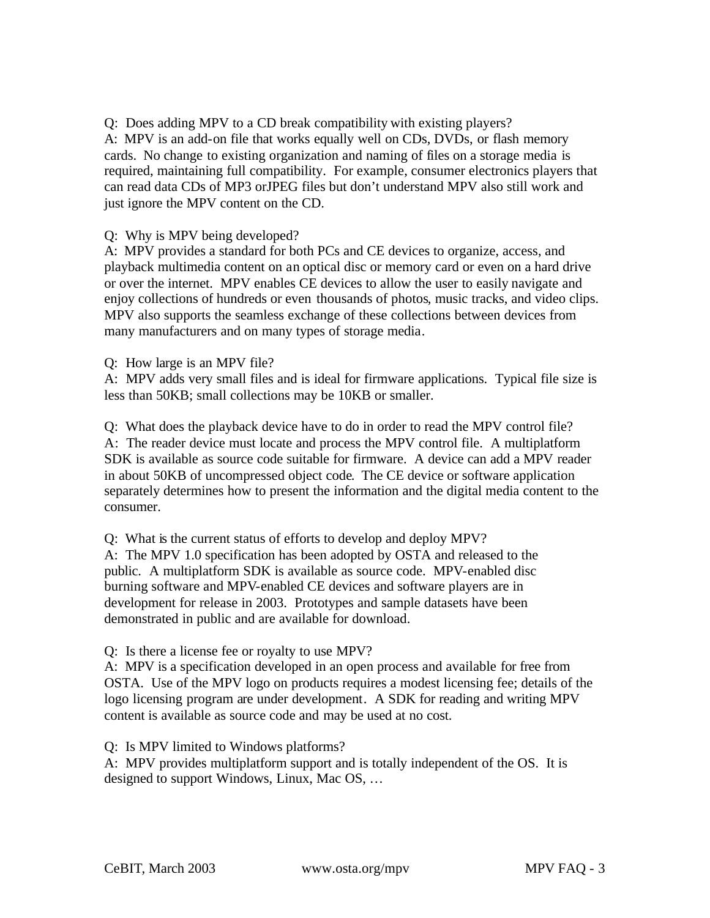Q: Does adding MPV to a CD break compatibility with existing players?
A: MPV is an add-on file that works equally well on CDs, DVDs, or flash memory cards. No change to existing organization and naming of files on a storage media is required, maintaining full compatibility. For example, consumer electronics players that can read data CDs of MP3 orJPEG files but don't understand MPV also still work and just ignore the MPV content on the CD.

Q: Why is MPV being developed?
A: MPV provides a standard for both PCs and CE devices to organize, access, and playback multimedia content on an optical disc or memory card or even on a hard drive or over the internet. MPV enables CE devices to allow the user to easily navigate and enjoy collections of hundreds or even thousands of photos, music tracks, and video clips. MPV also supports the seamless exchange of these collections between devices from many manufacturers and on many types of storage media.

Q: How large is an MPV file?
A: MPV adds very small files and is ideal for firmware applications. Typical file size is less than 50KB; small collections may be 10KB or smaller.

Q: What does the playback device have to do in order to read the MPV control file?
A: The reader device must locate and process the MPV control file. A multiplatform SDK is available as source code suitable for firmware. A device can add a MPV reader in about 50KB of uncompressed object code. The CE device or software application separately determines how to present the information and the digital media content to the consumer.

Q: What is the current status of efforts to develop and deploy MPV?
A: The MPV 1.0 specification has been adopted by OSTA and released to the public. A multiplatform SDK is available as source code. MPV-enabled disc burning software and MPV-enabled CE devices and software players are in development for release in 2003. Prototypes and sample datasets have been demonstrated in public and are available for download.

Q: Is there a license fee or royalty to use MPV?
A: MPV is a specification developed in an open process and available for free from OSTA. Use of the MPV logo on products requires a modest licensing fee; details of the logo licensing program are under development. A SDK for reading and writing MPV content is available as source code and may be used at no cost.

Q: Is MPV limited to Windows platforms?
A: MPV provides multiplatform support and is totally independent of the OS. It is designed to support Windows, Linux, Mac OS, …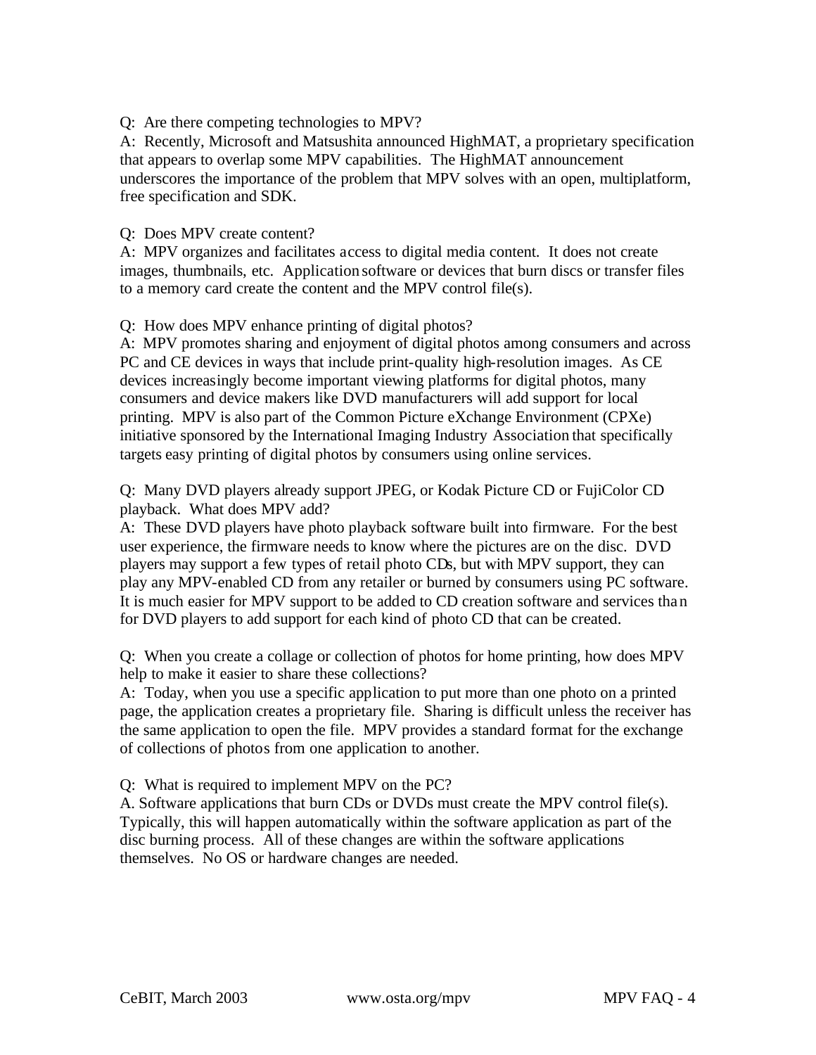Q: Are there competing technologies to MPV?
A: Recently, Microsoft and Matsushita announced HighMAT, a proprietary specification that appears to overlap some MPV capabilities. The HighMAT announcement underscores the importance of the problem that MPV solves with an open, multiplatform, free specification and SDK.

Q: Does MPV create content?
A: MPV organizes and facilitates access to digital media content. It does not create images, thumbnails, etc. Application software or devices that burn discs or transfer files to a memory card create the content and the MPV control file(s).

Q: How does MPV enhance printing of digital photos?
A: MPV promotes sharing and enjoyment of digital photos among consumers and across PC and CE devices in ways that include print-quality high-resolution images. As CE devices increasingly become important viewing platforms for digital photos, many consumers and device makers like DVD manufacturers will add support for local printing. MPV is also part of the Common Picture eXchange Environment (CPXe) initiative sponsored by the International Imaging Industry Association that specifically targets easy printing of digital photos by consumers using online services.

Q: Many DVD players already support JPEG, or Kodak Picture CD or FujiColor CD playback. What does MPV add?
A: These DVD players have photo playback software built into firmware. For the best user experience, the firmware needs to know where the pictures are on the disc. DVD players may support a few types of retail photo CDs, but with MPV support, they can play any MPV-enabled CD from any retailer or burned by consumers using PC software. It is much easier for MPV support to be added to CD creation software and services than for DVD players to add support for each kind of photo CD that can be created.

Q: When you create a collage or collection of photos for home printing, how does MPV help to make it easier to share these collections?
A: Today, when you use a specific application to put more than one photo on a printed page, the application creates a proprietary file. Sharing is difficult unless the receiver has the same application to open the file. MPV provides a standard format for the exchange of collections of photos from one application to another.

Q: What is required to implement MPV on the PC?
A. Software applications that burn CDs or DVDs must create the MPV control file(s). Typically, this will happen automatically within the software application as part of the disc burning process. All of these changes are within the software applications themselves. No OS or hardware changes are needed.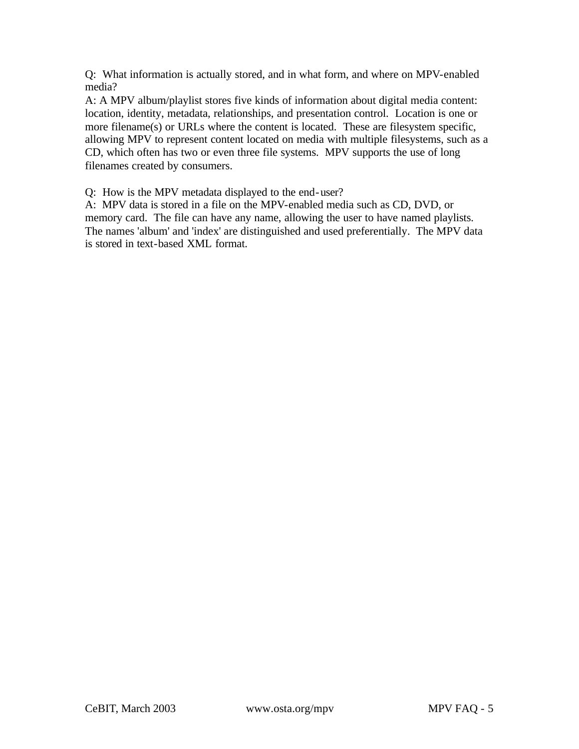Q: What information is actually stored, and in what form, and where on MPV-enabled media?
A: A MPV album/playlist stores five kinds of information about digital media content: location, identity, metadata, relationships, and presentation control. Location is one or more filename(s) or URLs where the content is located. These are filesystem specific, allowing MPV to represent content located on media with multiple filesystems, such as a CD, which often has two or even three file systems. MPV supports the use of long filenames created by consumers.

Q: How is the MPV metadata displayed to the end-user?
A: MPV data is stored in a file on the MPV-enabled media such as CD, DVD, or memory card. The file can have any name, allowing the user to have named playlists. The names 'album' and 'index' are distinguished and used preferentially. The MPV data is stored in text-based XML format.